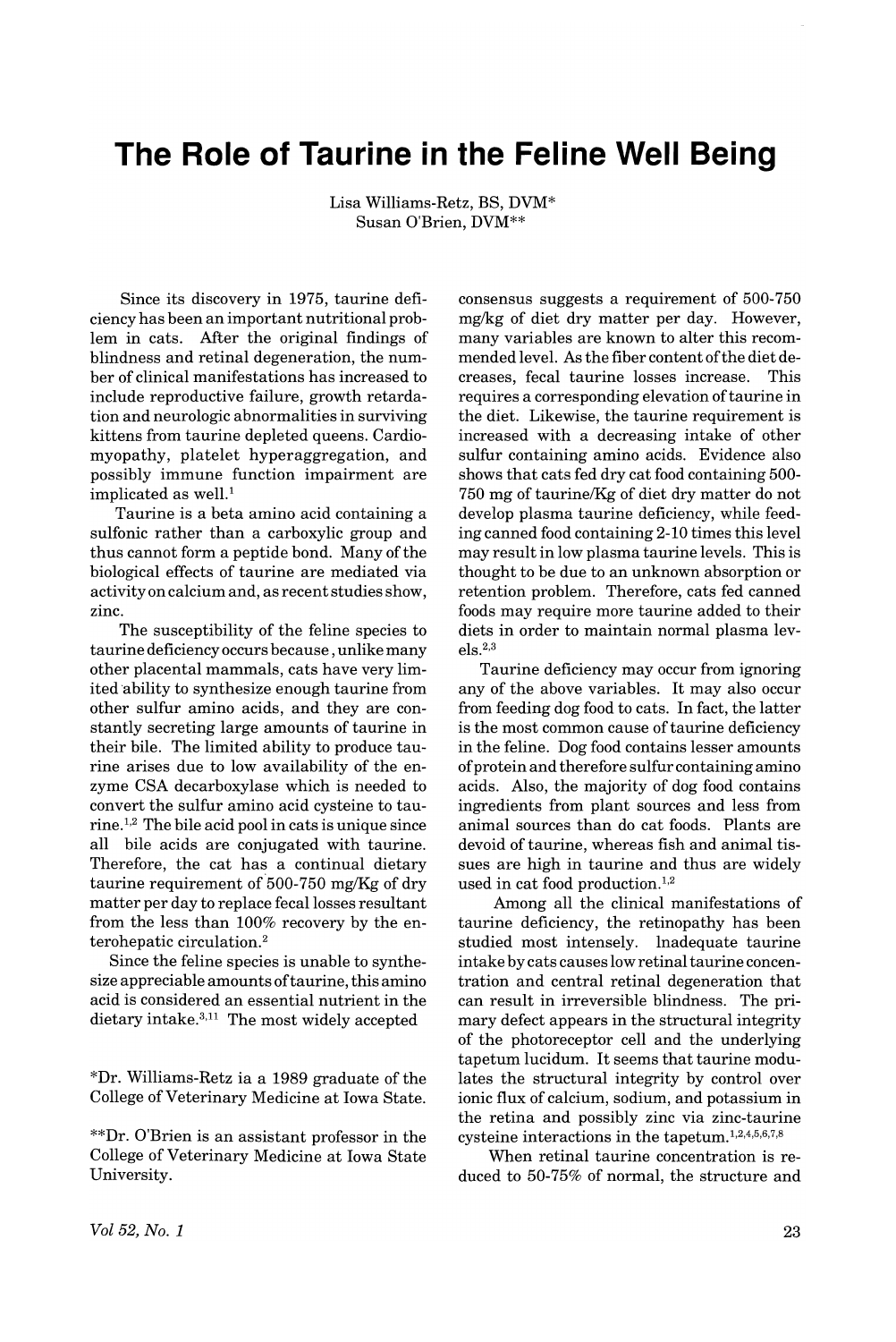# The Role of Taurine in the Feline Well Being

Lisa Williams-Retz, BS, DVM*
Susan O'Brien, DVM**

Since its discovery in 1975, taurine deficiency has been an important nutritional problem in cats. After the original findings of blindness and retinal degeneration, the number of clinical manifestations has increased to include reproductive failure, growth retardation and neurologic abnormalities in surviving kittens from taurine depleted queens. Cardiomyopathy, platelet hyperaggregation, and possibly immune function impairment are implicated as well.[1]

Taurine is a beta amino acid containing a sulfonic rather than a carboxylic group and thus cannot form a peptide bond. Many of the biological effects of taurine are mediated via activity on calcium and, as recent studies show, zinc.

The susceptibility of the feline species to taurine deficiency occurs because, unlike many other placental mammals, cats have very limited ability to synthesize enough taurine from other sulfur amino acids, and they are constantly secreting large amounts of taurine in their bile. The limited ability to produce taurine arises due to low availability of the enzyme CSA decarboxylase which is needed to convert the sulfur amino acid cysteine to taurine.[1,2] The bile acid pool in cats is unique since all bile acids are conjugated with taurine. Therefore, the cat has a continual dietary taurine requirement of 500-750 mg/Kg of dry matter per day to replace fecal losses resultant from the less than 100% recovery by the enterohepatic circulation.[2]

Since the feline species is unable to synthesize appreciable amounts of taurine, this amino acid is considered an essential nutrient in the dietary intake.[3,11] The most widely accepted consensus suggests a requirement of 500-750 mg/kg of diet dry matter per day. However, many variables are known to alter this recommended level. As the fiber content of the diet decreases, fecal taurine losses increase. This requires a corresponding elevation of taurine in the diet. Likewise, the taurine requirement is increased with a decreasing intake of other sulfur containing amino acids. Evidence also shows that cats fed dry cat food containing 500-750 mg of taurine/Kg of diet dry matter do not develop plasma taurine deficiency, while feeding canned food containing 2-10 times this level may result in low plasma taurine levels. This is thought to be due to an unknown absorption or retention problem. Therefore, cats fed canned foods may require more taurine added to their diets in order to maintain normal plasma levels.[2,3]

Taurine deficiency may occur from ignoring any of the above variables. It may also occur from feeding dog food to cats. In fact, the latter is the most common cause of taurine deficiency in the feline. Dog food contains lesser amounts of protein and therefore sulfur containing amino acids. Also, the majority of dog food contains ingredients from plant sources and less from animal sources than do cat foods. Plants are devoid of taurine, whereas fish and animal tissues are high in taurine and thus are widely used in cat food production.[1,2]

Among all the clinical manifestations of taurine deficiency, the retinopathy has been studied most intensely. Inadequate taurine intake by cats causes low retinal taurine concentration and central retinal degeneration that can result in irreversible blindness. The primary defect appears in the structural integrity of the photoreceptor cell and the underlying tapetum lucidum. It seems that taurine modulates the structural integrity by control over ionic flux of calcium, sodium, and potassium in the retina and possibly zinc via zinc-taurine cysteine interactions in the tapetum.[1,2,4,5,6,7,8]

When retinal taurine concentration is reduced to 50-75% of normal, the structure and

*Dr. Williams-Retz ia a 1989 graduate of the College of Veterinary Medicine at Iowa State.

**Dr. O'Brien is an assistant professor in the College of Veterinary Medicine at Iowa State University.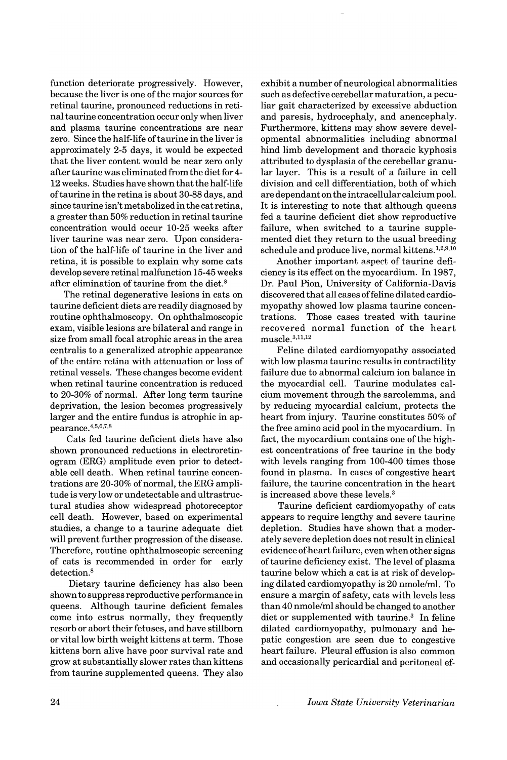function deteriorate progressively. However, because the liver is one of the major sources for retinal taurine, pronounced reductions in retinal taurine concentration occur only when liver and plasma taurine concentrations are near zero. Since the half-life of taurine in the liver is approximately 2-5 days, it would be expected that the liver content would be near zero only after taurine was eliminated from the diet for 4-12 weeks. Studies have shown that the half-life of taurine in the retina is about 30-88 days, and since taurine isn't metabolized in the cat retina, a greater than 50% reduction in retinal taurine concentration would occur 10-25 weeks after liver taurine was near zero. Upon consideration of the half-life of taurine in the liver and retina, it is possible to explain why some cats develop severe retinal malfunction 15-45 weeks after elimination of taurine from the diet.[8]

The retinal degenerative lesions in cats on taurine deficient diets are readily diagnosed by routine ophthalmoscopy. On ophthalmoscopic exam, visible lesions are bilateral and range in size from small focal atrophic areas in the area centralis to a generalized atrophic appearance of the entire retina with attenuation or loss of retinal vessels. These changes become evident when retinal taurine concentration is reduced to 20-30% of normal. After long term taurine deprivation, the lesion becomes progressively larger and the entire fundus is atrophic in appearance.[4,5,6,7,8]

Cats fed taurine deficient diets have also shown pronounced reductions in electroretinogram (ERG) amplitude even prior to detectable cell death. When retinal taurine concentrations are 20-30% of normal, the ERG amplitude is very low or undetectable and ultrastructural studies show widespread photoreceptor cell death. However, based on experimental studies, a change to a taurine adequate diet will prevent further progression of the disease. Therefore, routine ophthalmoscopic screening of cats is recommended in order for early detection.[8]

Dietary taurine deficiency has also been shown to suppress reproductive performance in queens. Although taurine deficient females come into estrus normally, they frequently resorb or abort their fetuses, and have stillborn or vital low birth weight kittens at term. Those kittens born alive have poor survival rate and grow at substantially slower rates than kittens from taurine supplemented queens. They also exhibit a number of neurological abnormalities such as defective cerebellar maturation, a peculiar gait characterized by excessive abduction and paresis, hydrocephaly, and anencephaly. Furthermore, kittens may show severe developmental abnormalities including abnormal hind limb development and thoracic kyphosis attributed to dysplasia of the cerebellar granular layer. This is a result of a failure in cell division and cell differentiation, both of which are dependant on the intracellular calcium pool. It is interesting to note that although queens fed a taurine deficient diet show reproductive failure, when switched to a taurine supplemented diet they return to the usual breeding schedule and produce live, normal kittens.[1,2,9,10]

Another important aspect of taurine deficiency is its effect on the myocardium. In 1987, Dr. Paul Pion, University of California-Davis discovered that all cases of feline dilated cardiomyopathy showed low plasma taurine concentrations. Those cases treated with taurine recovered normal function of the heart muscle.[3,11,12]

Feline dilated cardiomyopathy associated with low plasma taurine results in contractility failure due to abnormal calcium ion balance in the myocardial cell. Taurine modulates calcium movement through the sarcolemma, and by reducing myocardial calcium, protects the heart from injury. Taurine constitutes 50% of the free amino acid pool in the myocardium. In fact, the myocardium contains one of the highest concentrations of free taurine in the body with levels ranging from 100-400 times those found in plasma. In cases of congestive heart failure, the taurine concentration in the heart is increased above these levels.[3]

Taurine deficient cardiomyopathy of cats appears to require lengthy and severe taurine depletion. Studies have shown that a moderately severe depletion does not result in clinical evidence of heart failure, even when other signs of taurine deficiency exist. The level of plasma taurine below which a cat is at risk of developing dilated cardiomyopathy is 20 nmole/ml. To ensure a margin of safety, cats with levels less than 40 nmole/ml should be changed to another diet or supplemented with taurine.[3] In feline dilated cardiomyopathy, pulmonary and hepatic congestion are seen due to congestive heart failure. Pleural effusion is also common and occasionally pericardial and peritoneal ef-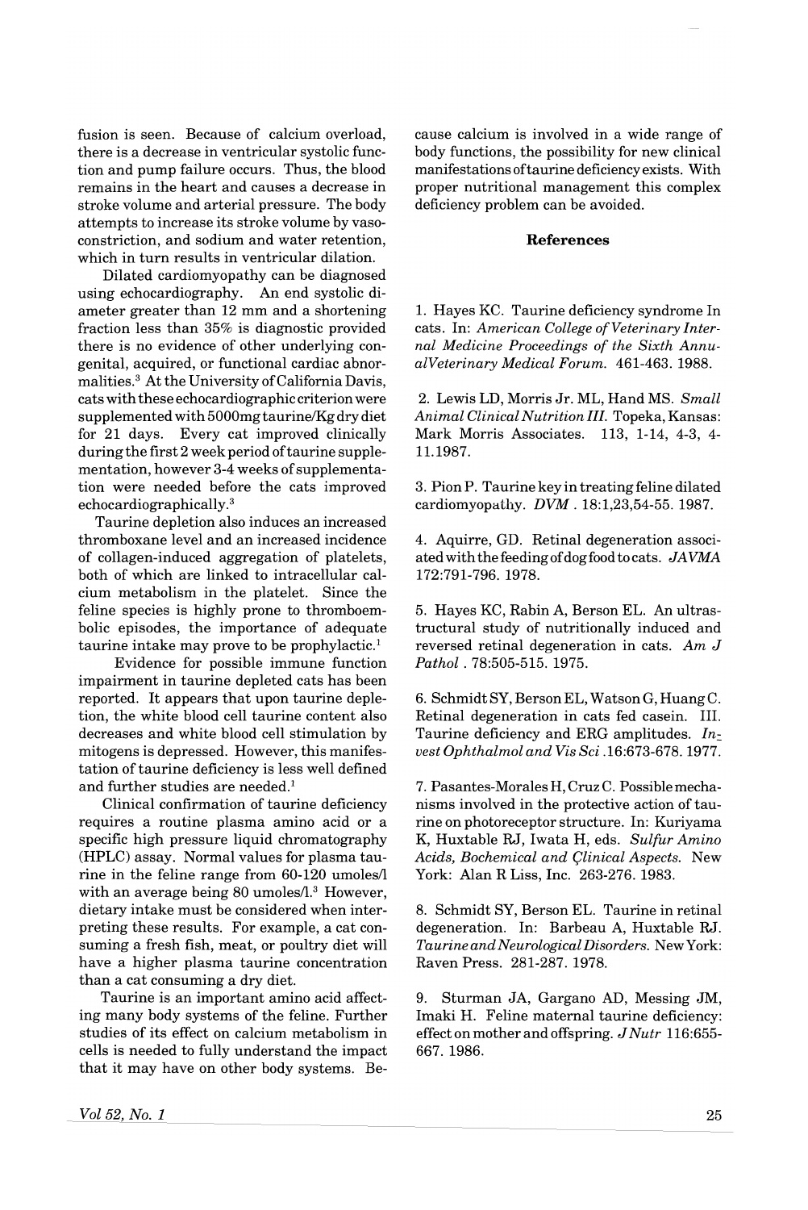fusion is seen. Because of calcium overload, there is a decrease in ventricular systolic function and pump failure occurs. Thus, the blood remains in the heart and causes a decrease in stroke volume and arterial pressure. The body attempts to increase its stroke volume by vasoconstriction, and sodium and water retention, which in turn results in ventricular dilation.

Dilated cardiomyopathy can be diagnosed using echocardiography. An end systolic diameter greater than 12 mm and a shortening fraction less than 35% is diagnostic provided there is no evidence of other underlying congenital, acquired, or functional cardiac abnormalities.[3] At the University of California Davis, cats with these echocardiographic criterion were supplemented with 5000mg taurine/Kg dry diet for 21 days. Every cat improved clinically during the first 2 week period of taurine supplementation, however 3-4 weeks of supplementation were needed before the cats improved echocardiographically.[3]

Taurine depletion also induces an increased thromboxane level and an increased incidence of collagen-induced aggregation of platelets, both of which are linked to intracellular calcium metabolism in the platelet. Since the feline species is highly prone to thromboembolic episodes, the importance of adequate taurine intake may prove to be prophylactic.[1]

Evidence for possible immune function impairment in taurine depleted cats has been reported. It appears that upon taurine depletion, the white blood cell taurine content also decreases and white blood cell stimulation by mitogens is depressed. However, this manifestation of taurine deficiency is less well defined and further studies are needed.[1]

Clinical confirmation of taurine deficiency requires a routine plasma amino acid or a specific high pressure liquid chromatography (HPLC) assay. Normal values for plasma taurine in the feline range from 60-120 umoles/l with an average being 80 umoles/l.[3] However, dietary intake must be considered when interpreting these results. For example, a cat consuming a fresh fish, meat, or poultry diet will have a higher plasma taurine concentration than a cat consuming a dry diet.

Taurine is an important amino acid affecting many body systems of the feline. Further studies of its effect on calcium metabolism in cells is needed to fully understand the impact that it may have on other body systems. Because calcium is involved in a wide range of body functions, the possibility for new clinical manifestations of taurine deficiency exists. With proper nutritional management this complex deficiency problem can be avoided.

## References

1. Hayes KC. Taurine deficiency syndrome In cats. In: *American College of Veterinary Internal Medicine Proceedings of the Sixth AnnualVeterinary Medical Forum.* 461-463. 1988.

2. Lewis LD, Morris Jr. ML, Hand MS. *Small Animal Clinical Nutrition III.* Topeka, Kansas: Mark Morris Associates. 113, 1-14, 4-3, 4-11.1987.

3. Pion P. Taurine key in treating feline dilated cardiomyopathy. *DVM* . 18:1,23,54-55. 1987.

4. Aquirre, GD. Retinal degeneration associated with the feeding of dog food to cats. *JAVMA* 172:791-796. 1978.

5. Hayes KC, Rabin A, Berson EL. An ultrastructural study of nutritionally induced and reversed retinal degeneration in cats. *Am J Pathol* . 78:505-515. 1975.

6. Schmidt SY, Berson EL, Watson G, Huang C. Retinal degeneration in cats fed casein. III. Taurine deficiency and ERG amplitudes. *Invest Ophthalmol and Vis Sci* .16:673-678. 1977.

7. Pasantes-Morales H, Cruz C. Possible mechanisms involved in the protective action of taurine on photoreceptor structure. In: Kuriyama K, Huxtable RJ, Iwata H, eds. *Sulfur Amino Acids, Bochemical and Çlinical Aspects.* New York: Alan R Liss, Inc. 263-276. 1983.

8. Schmidt SY, Berson EL. Taurine in retinal degeneration. In: Barbeau A, Huxtable RJ. *Taurine and Neurological Disorders.* New York: Raven Press. 281-287. 1978.

9. Sturman JA, Gargano AD, Messing JM, Imaki H. Feline maternal taurine deficiency: effect on mother and offspring. *J Nutr* 116:655-667. 1986.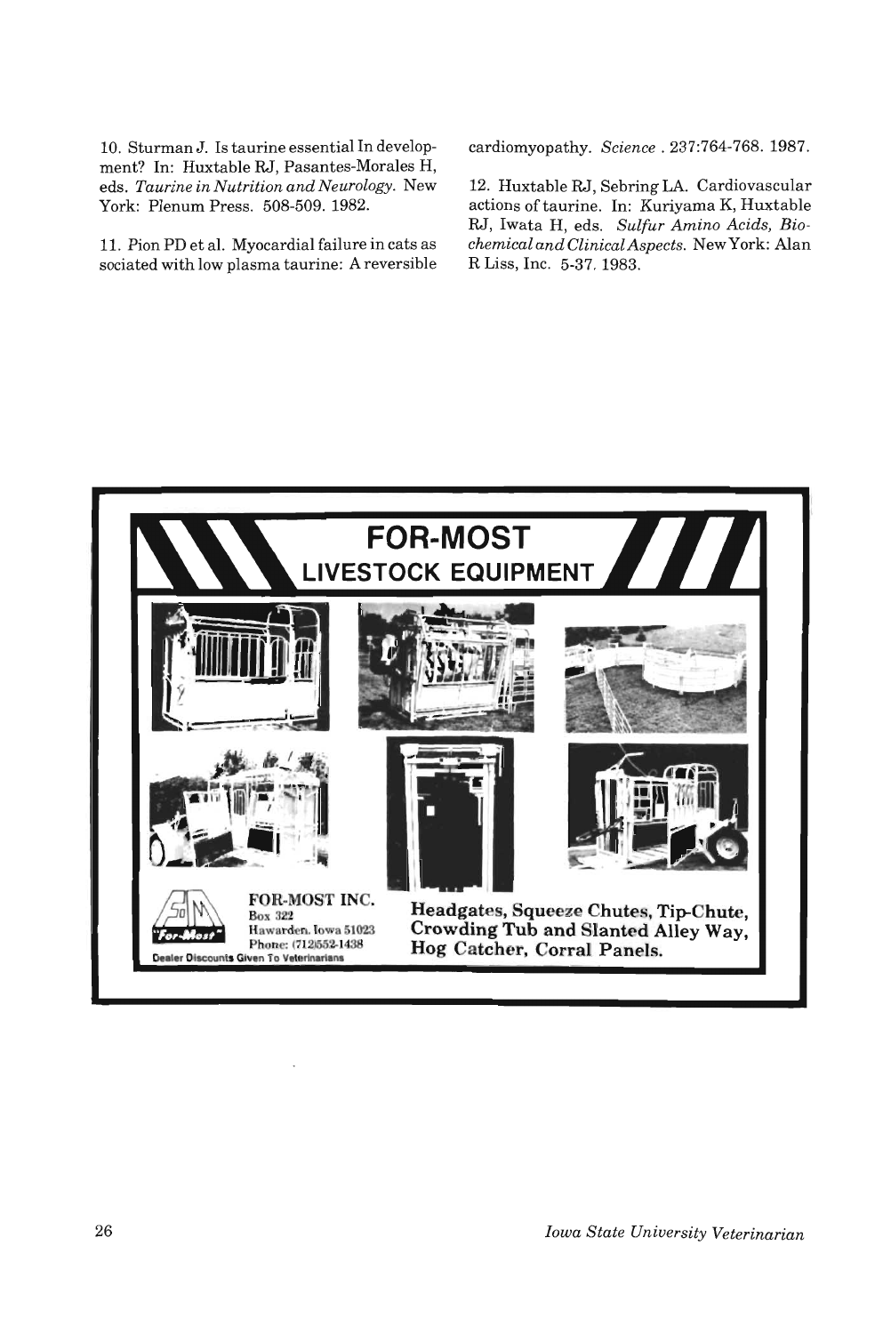10. Sturman J. Is taurine essential In development? In: Huxtable RJ, Pasantes-Morales H, eds. *Taurine in Nutrition and Neurology.* New York: Plenum Press. 508-509. 1982.

11. Pion PD et al. Myocardial failure in cats associated with low plasma taurine: A reversible cardiomyopathy. *Science* . 237:764-768. 1987.

12. Huxtable RJ, Sebring LA. Cardiovascular actions of taurine. In: Kuriyama K, Huxtable RJ, Iwata H, eds. *Sulfur Amino Acids, Biochemical and Clinical Aspects.* New York: Alan R Liss, Inc. 5-37. 1983.

**FOR-MOST**
**LIVESTOCK EQUIPMENT**

FOR-MOST INC.
Box 322
Hawarden, Iowa 51023
Phone: (712)552-1438
Dealer Discounts Given To Veterinarians

**Headgates, Squeeze Chutes, Tip-Chute, Crowding Tub and Slanted Alley Way, Hog Catcher, Corral Panels.**